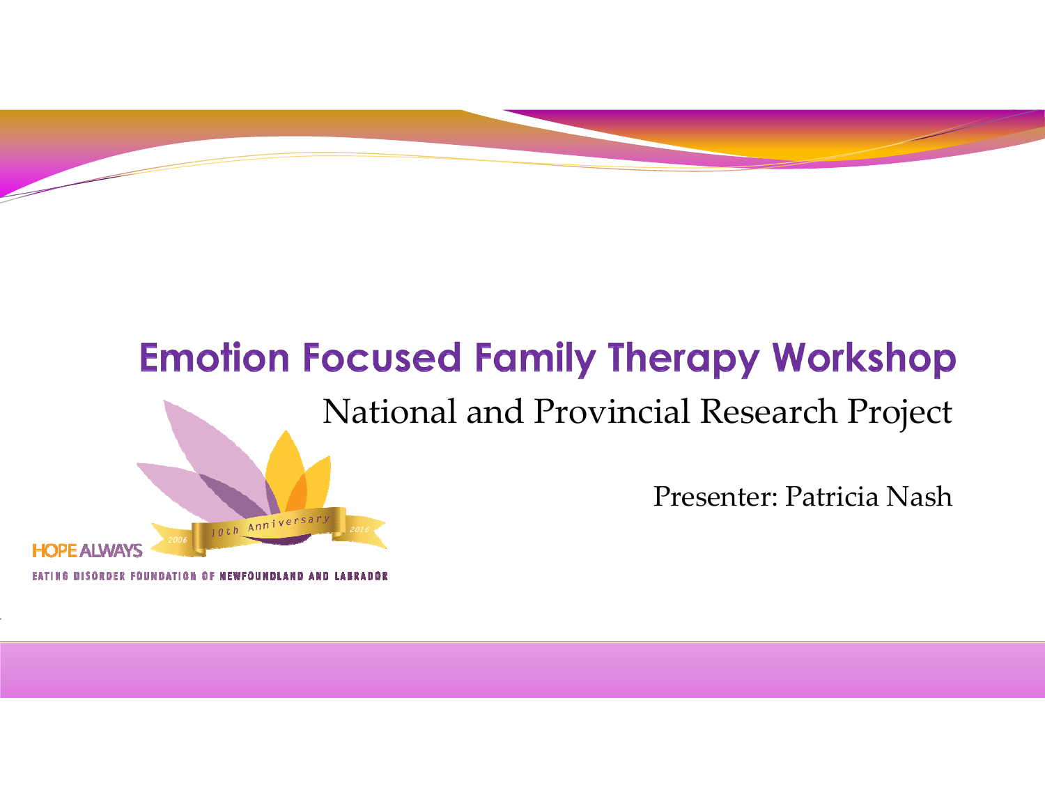# Emotion Focused Family Therapy Workshop

National and Provincial Research Project

Presenter: Patricia Nash

10th Anniversary 2006 2016

HOPE ALWAYS

EATING DISORDER FOUNDATION OF NEWFOUNDLAND AND LABRADOR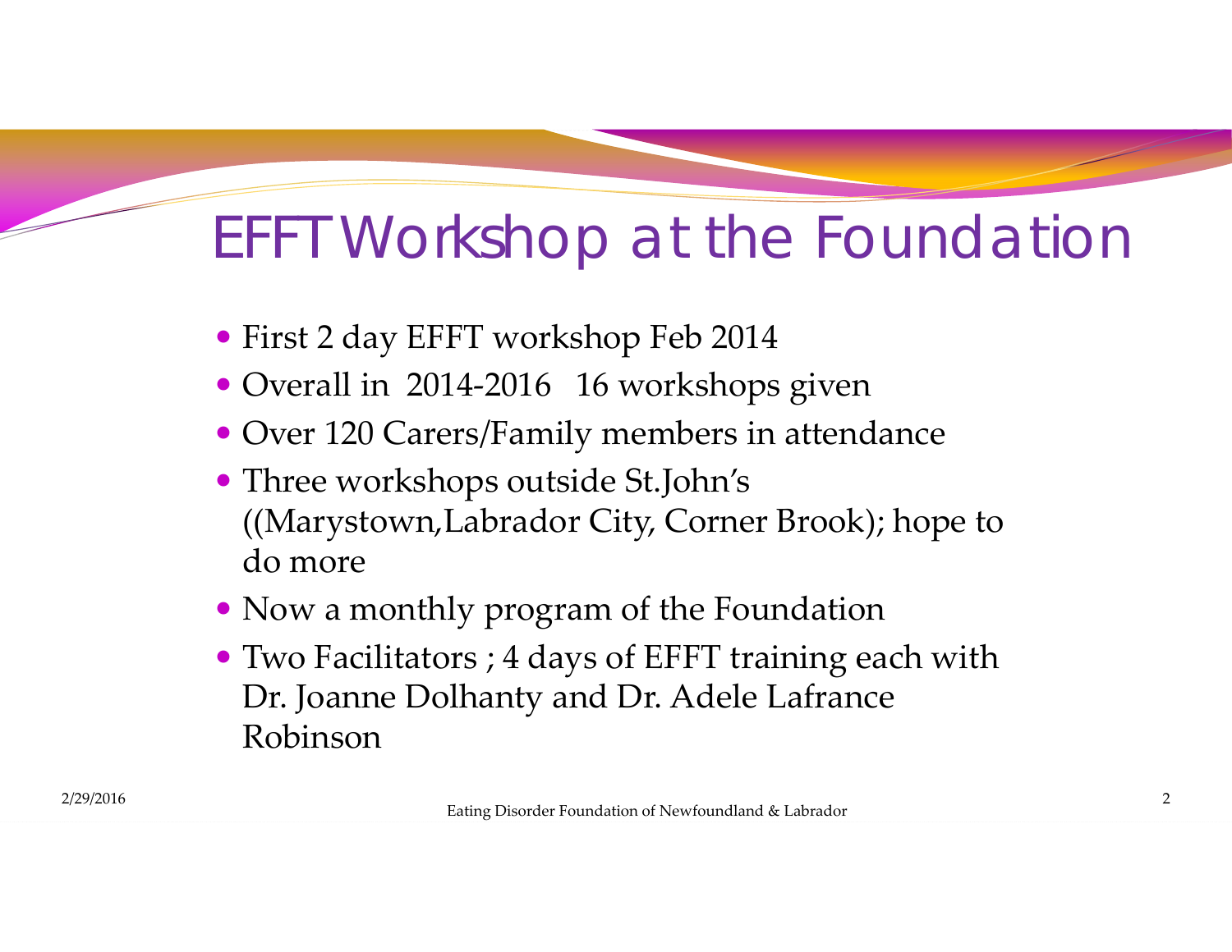# EFFT Workshop at the Foundation

- First 2 day EFFT workshop Feb 2014
- Overall in 2014-2016 16 workshops given
- Over 120 Carers/Family members in attendance
- Three workshops outside St.John's ((Marystown,Labrador City, Corner Brook); hope to do more
- Now a monthly program of the Foundation
- Two Facilitators ; 4 days of EFFT training each with Dr. Joanne Dolhanty and Dr. Adele Lafrance Robinson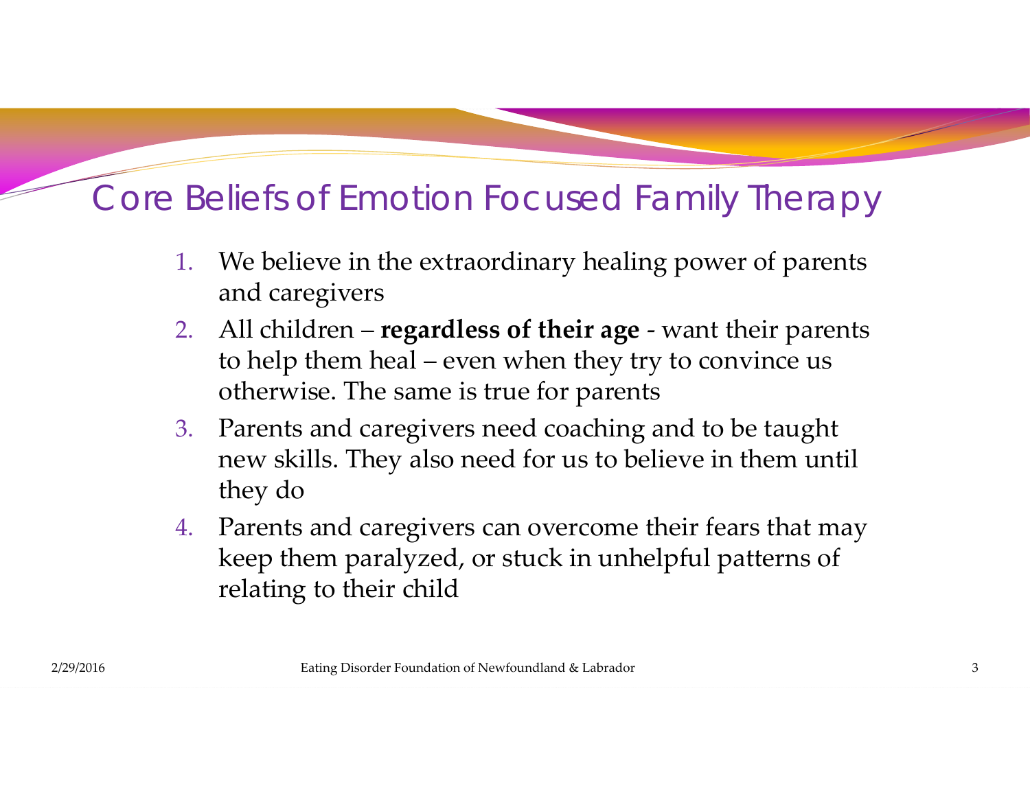# Core Beliefs of Emotion Focused Family Therapy

1. We believe in the extraordinary healing power of parents and caregivers
2. All children – **regardless of their age** - want their parents to help them heal – even when they try to convince us otherwise. The same is true for parents
3. Parents and caregivers need coaching and to be taught new skills. They also need for us to believe in them until they do
4. Parents and caregivers can overcome their fears that may keep them paralyzed, or stuck in unhelpful patterns of relating to their child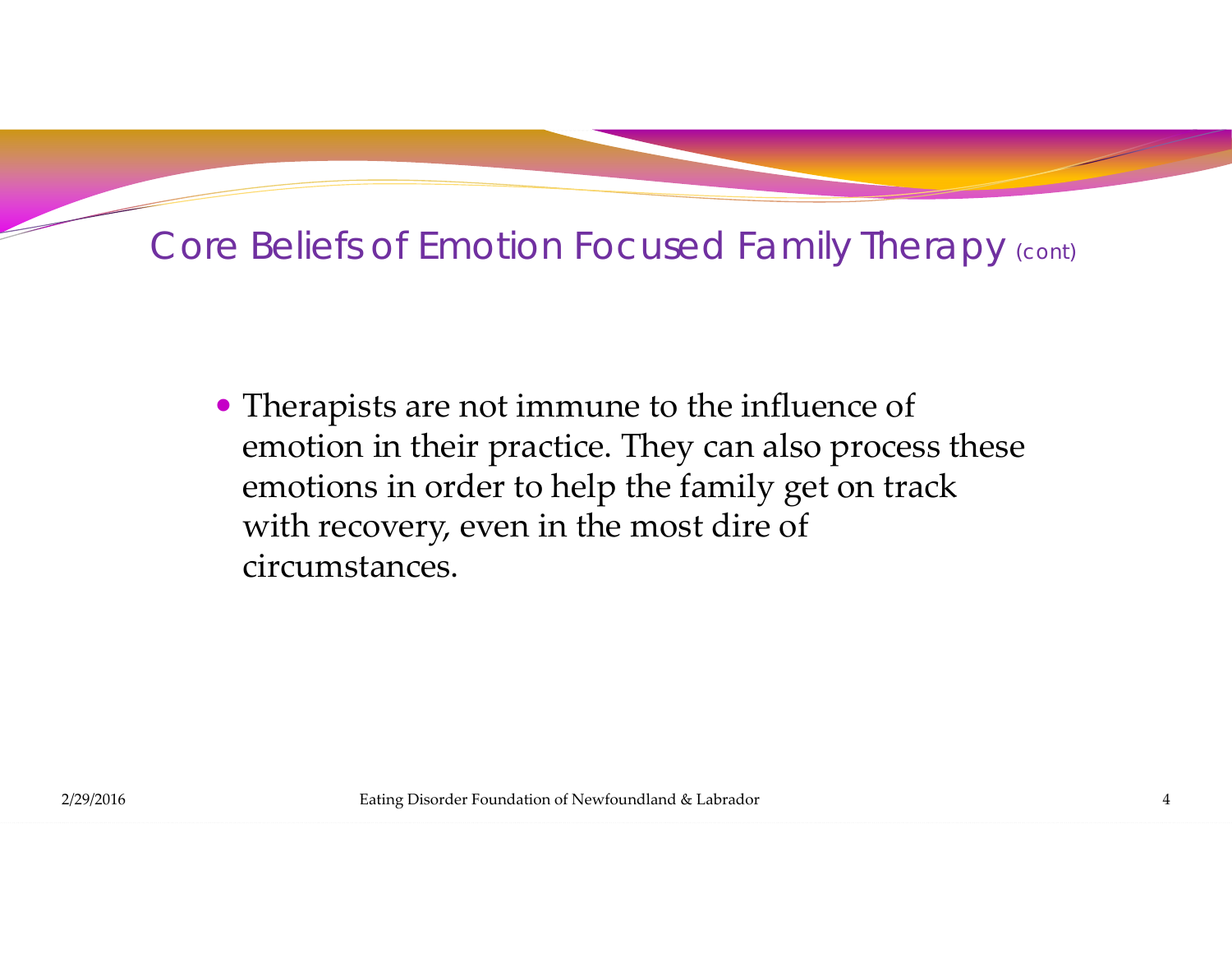## Core Beliefs of Emotion Focused Family Therapy (cont)

- Therapists are not immune to the influence of emotion in their practice. They can also process these emotions in order to help the family get on track with recovery, even in the most dire of circumstances.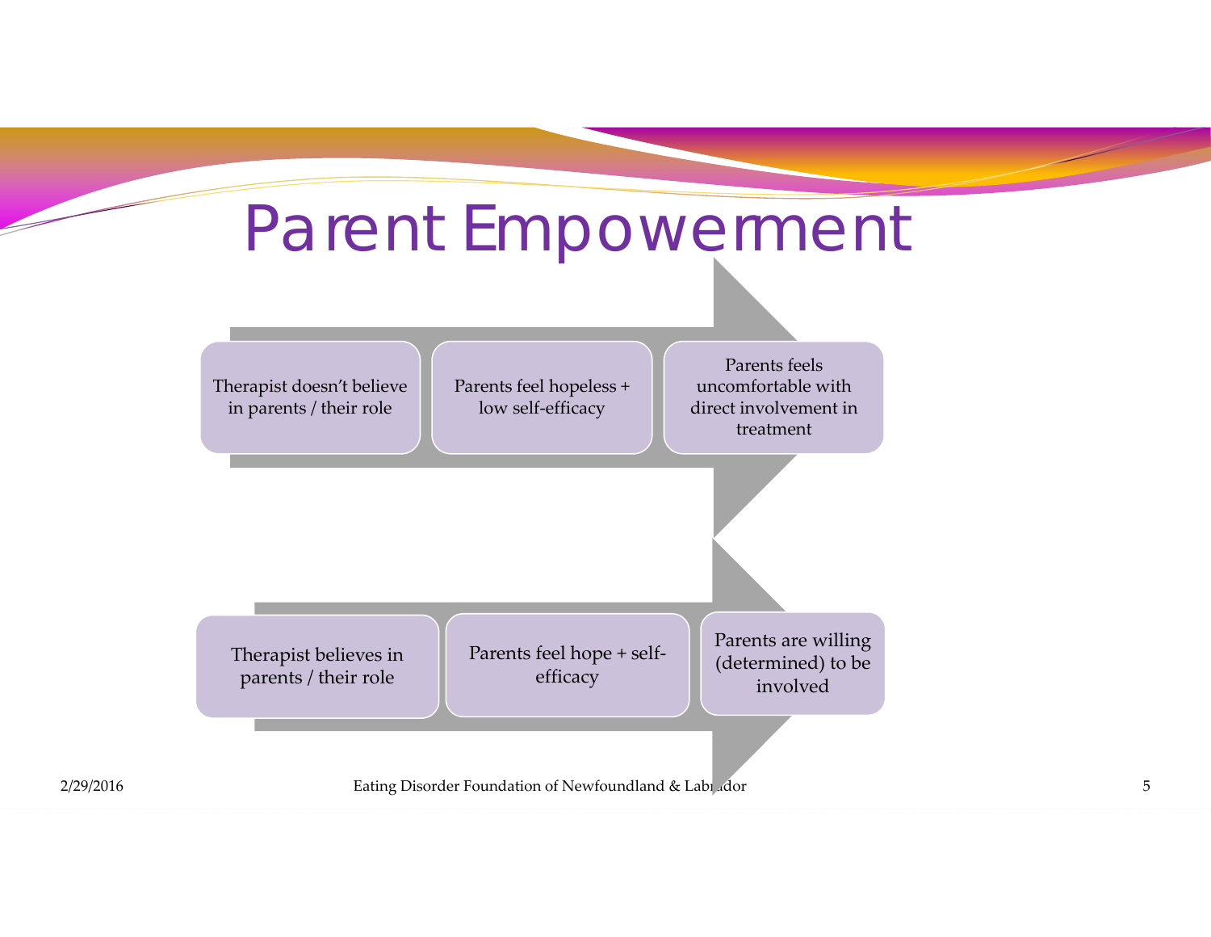# Parent Empowerment

Therapist doesn't believe in parents / their role → Parents feel hopeless + low self-efficacy → Parents feels uncomfortable with direct involvement in treatment

Therapist believes in parents / their role → Parents feel hope + self-efficacy → Parents are willing (determined) to be involved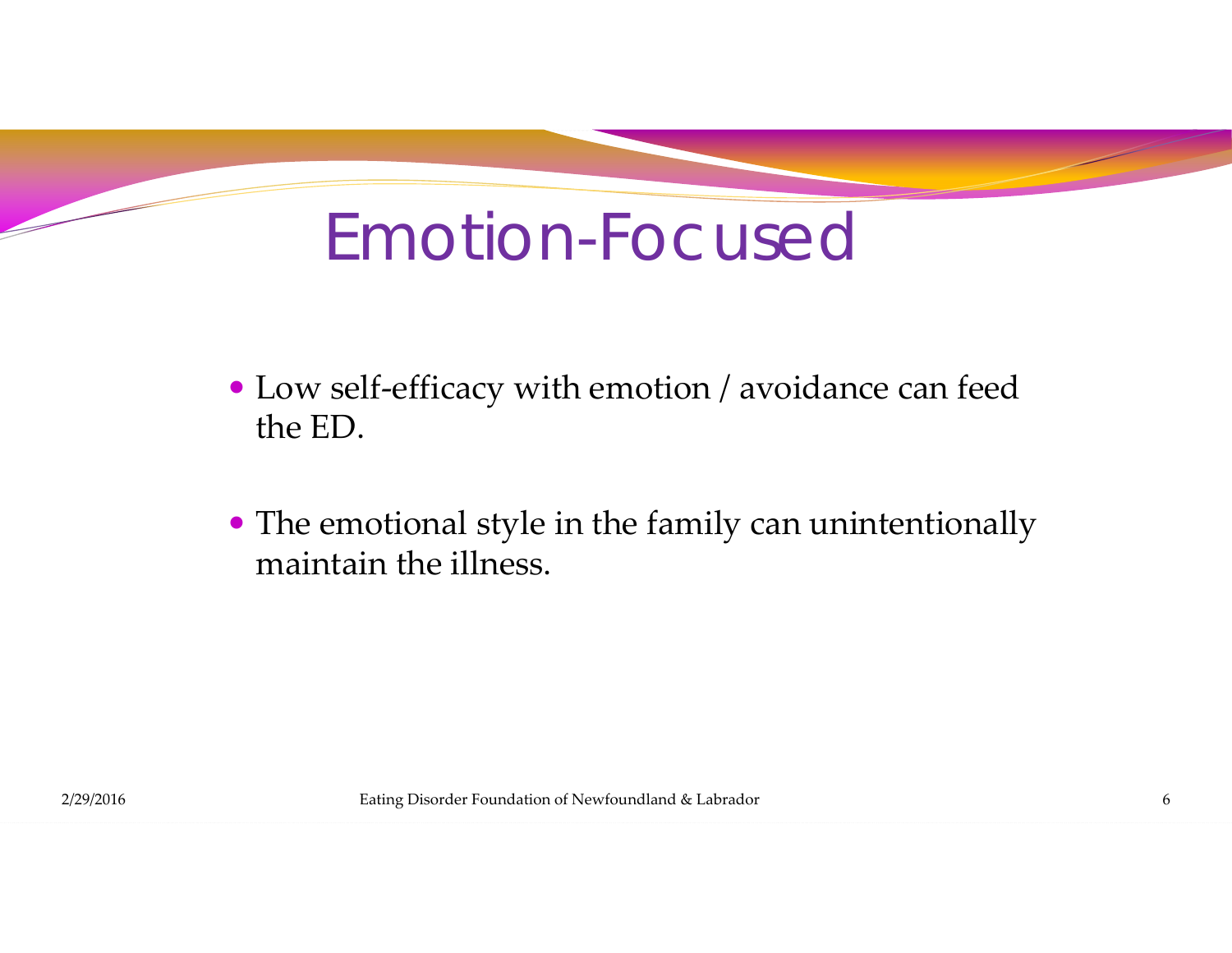# Emotion-Focused

- Low self-efficacy with emotion / avoidance can feed the ED.
- The emotional style in the family can unintentionally maintain the illness.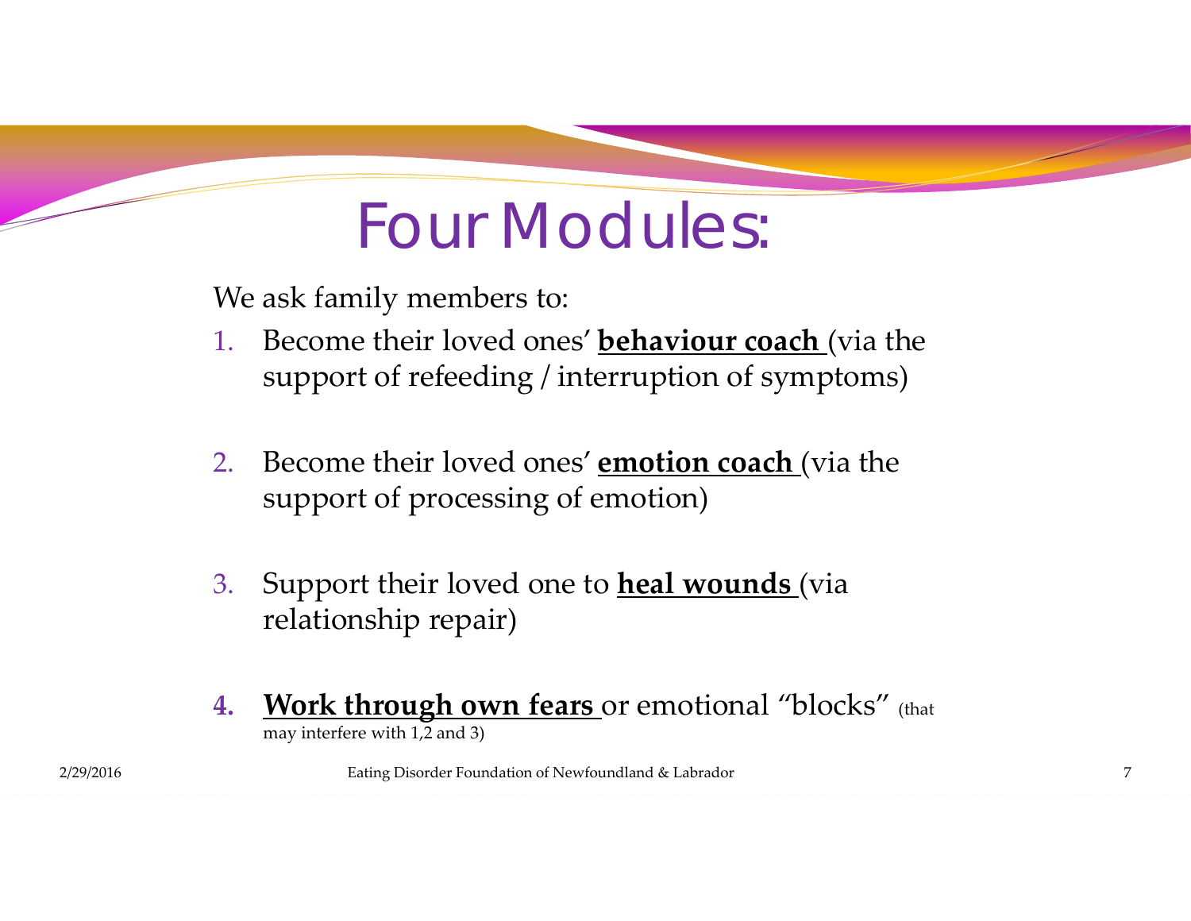# Four Modules:

We ask family members to:

1. Become their loved ones' **behaviour coach** (via the support of refeeding / interruption of symptoms)

2. Become their loved ones' **emotion coach** (via the support of processing of emotion)

3. Support their loved one to **heal wounds** (via relationship repair)

4. **Work through own fears** or emotional "blocks" (that may interfere with 1,2 and 3)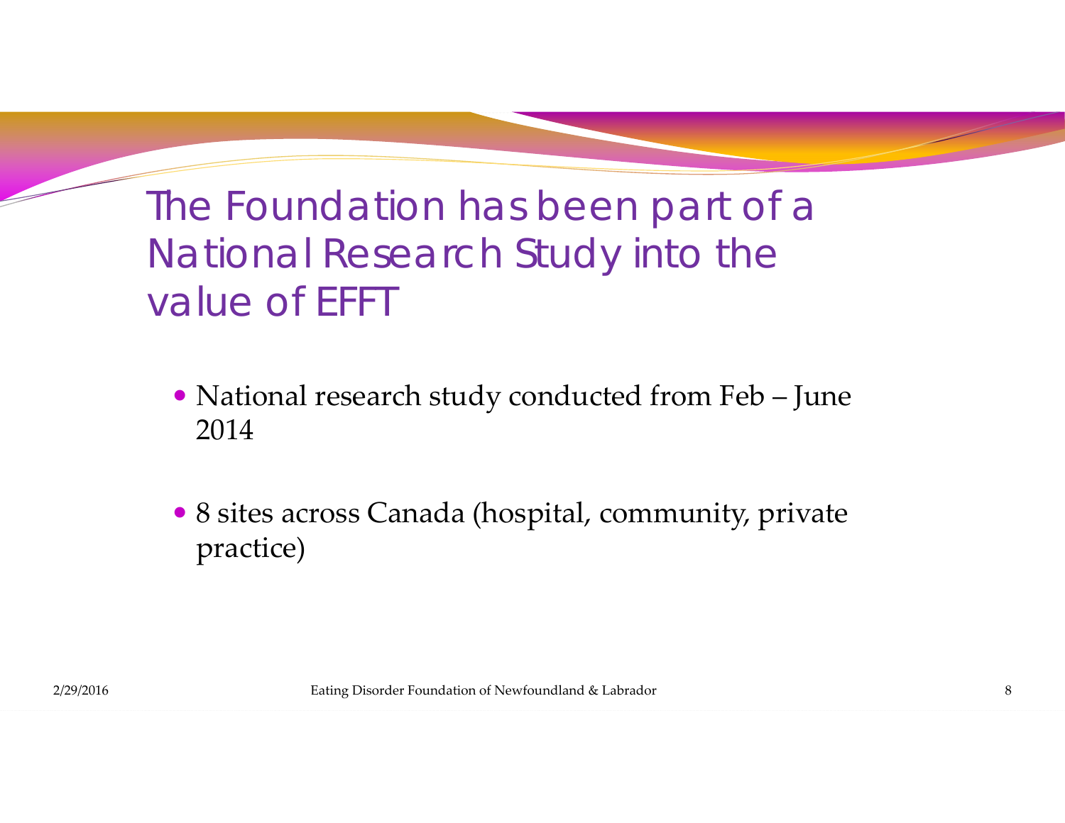# The Foundation has been part of a National Research Study into the value of EFFT

- National research study conducted from Feb – June 2014
- 8 sites across Canada (hospital, community, private practice)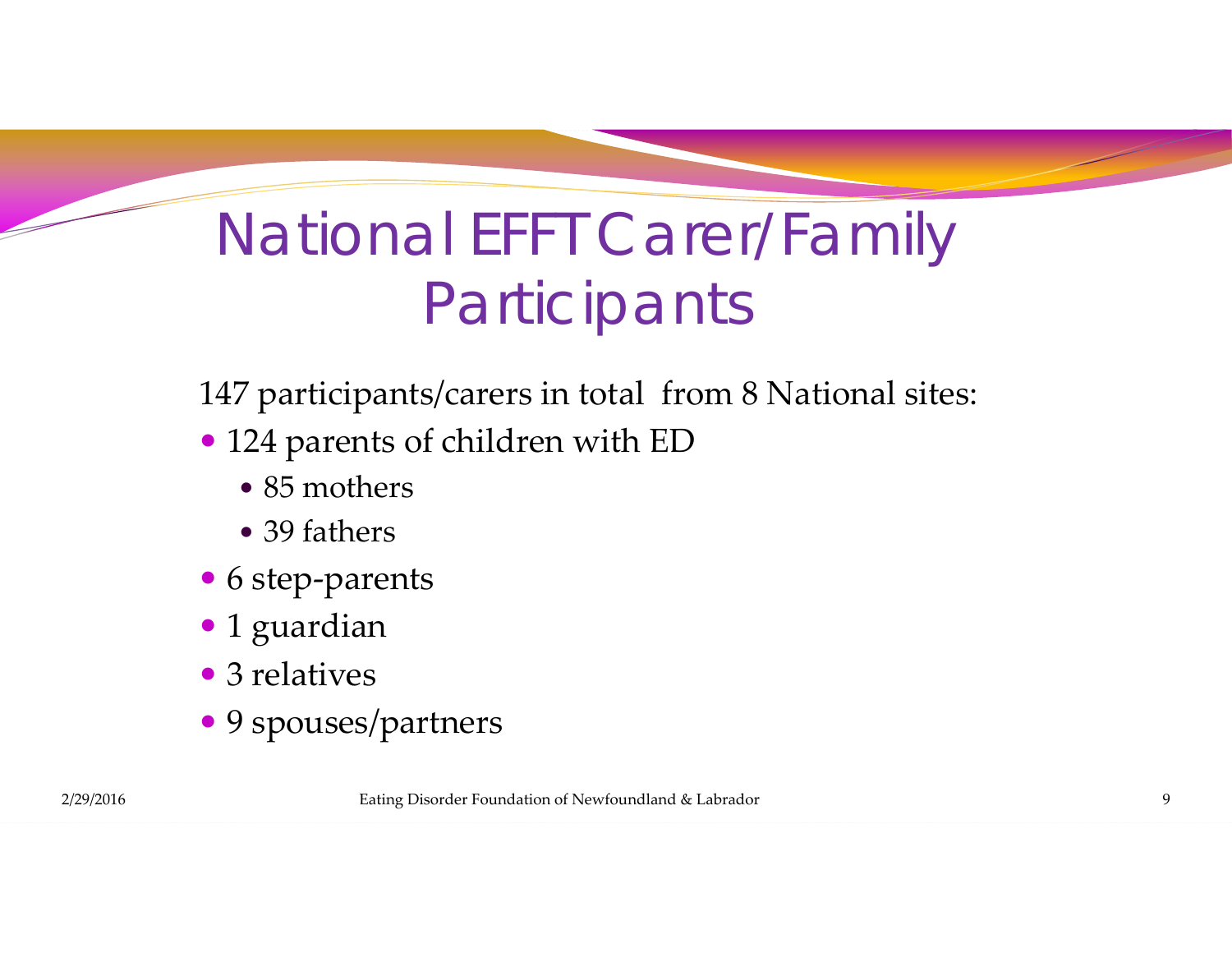# National EFFT Carer/Family Participants

147 participants/carers in total from 8 National sites:

- 124 parents of children with ED
  - 85 mothers
  - 39 fathers
- 6 step-parents
- 1 guardian
- 3 relatives
- 9 spouses/partners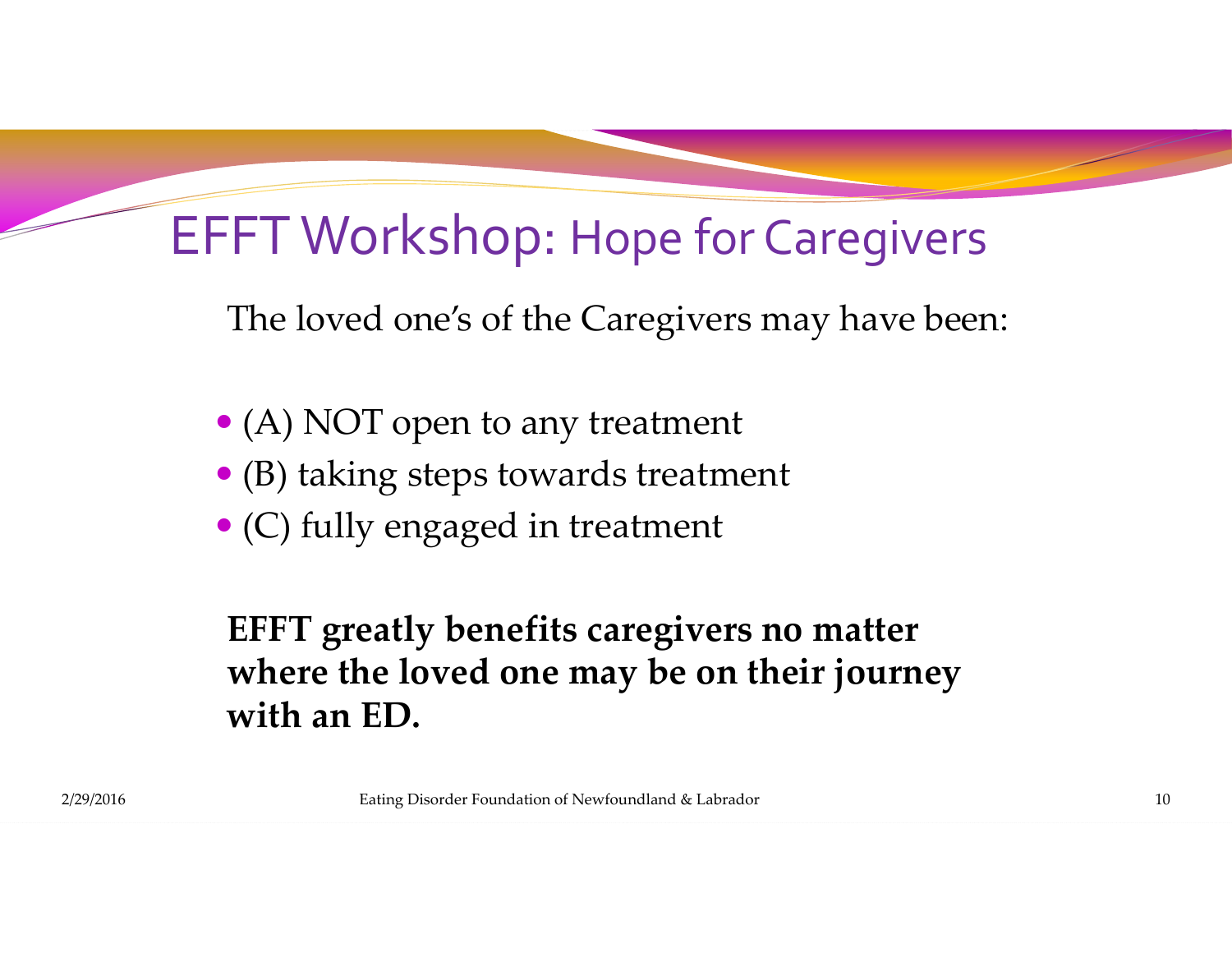# EFFT Workshop: Hope for Caregivers

The loved one's of the Caregivers may have been:

- (A) NOT open to any treatment
- (B) taking steps towards treatment
- (C) fully engaged in treatment

**EFFT greatly benefits caregivers no matter where the loved one may be on their journey with an ED.**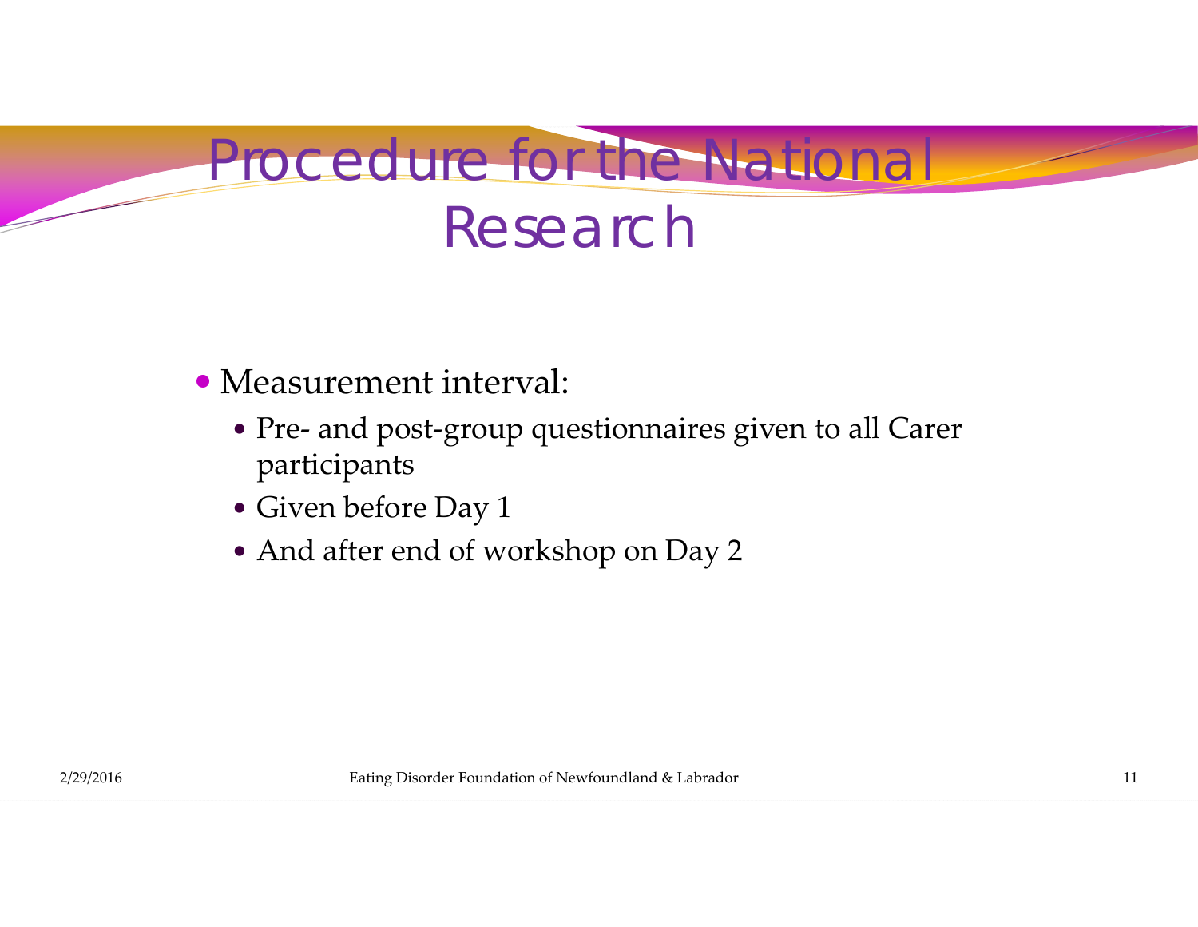# Procedure for the National Research

- Measurement interval:
  - Pre- and post-group questionnaires given to all Carer participants
  - Given before Day 1
  - And after end of workshop on Day 2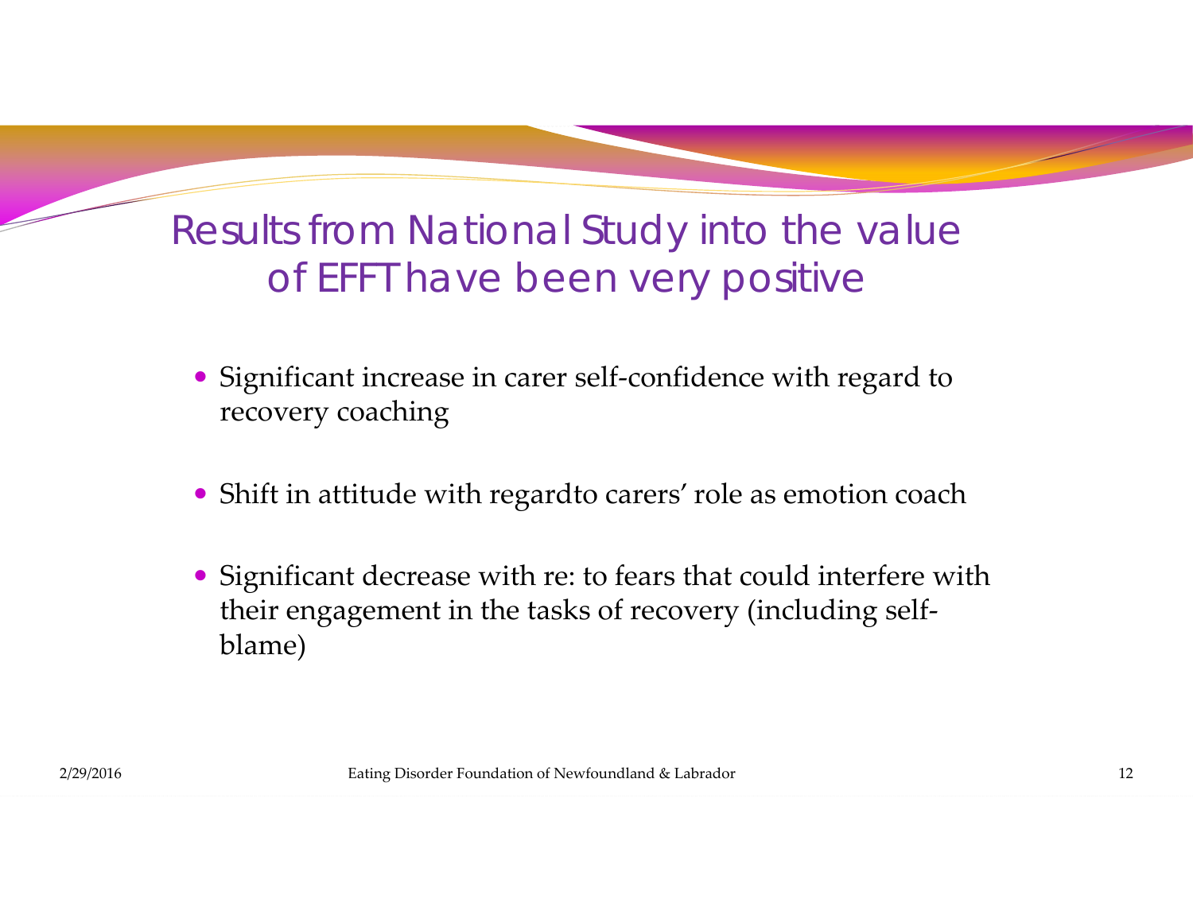# Results from National Study into the value of EFFT have been very positive

- Significant increase in carer self-confidence with regard to recovery coaching
- Shift in attitude with regardto carers' role as emotion coach
- Significant decrease with re: to fears that could interfere with their engagement in the tasks of recovery (including self-blame)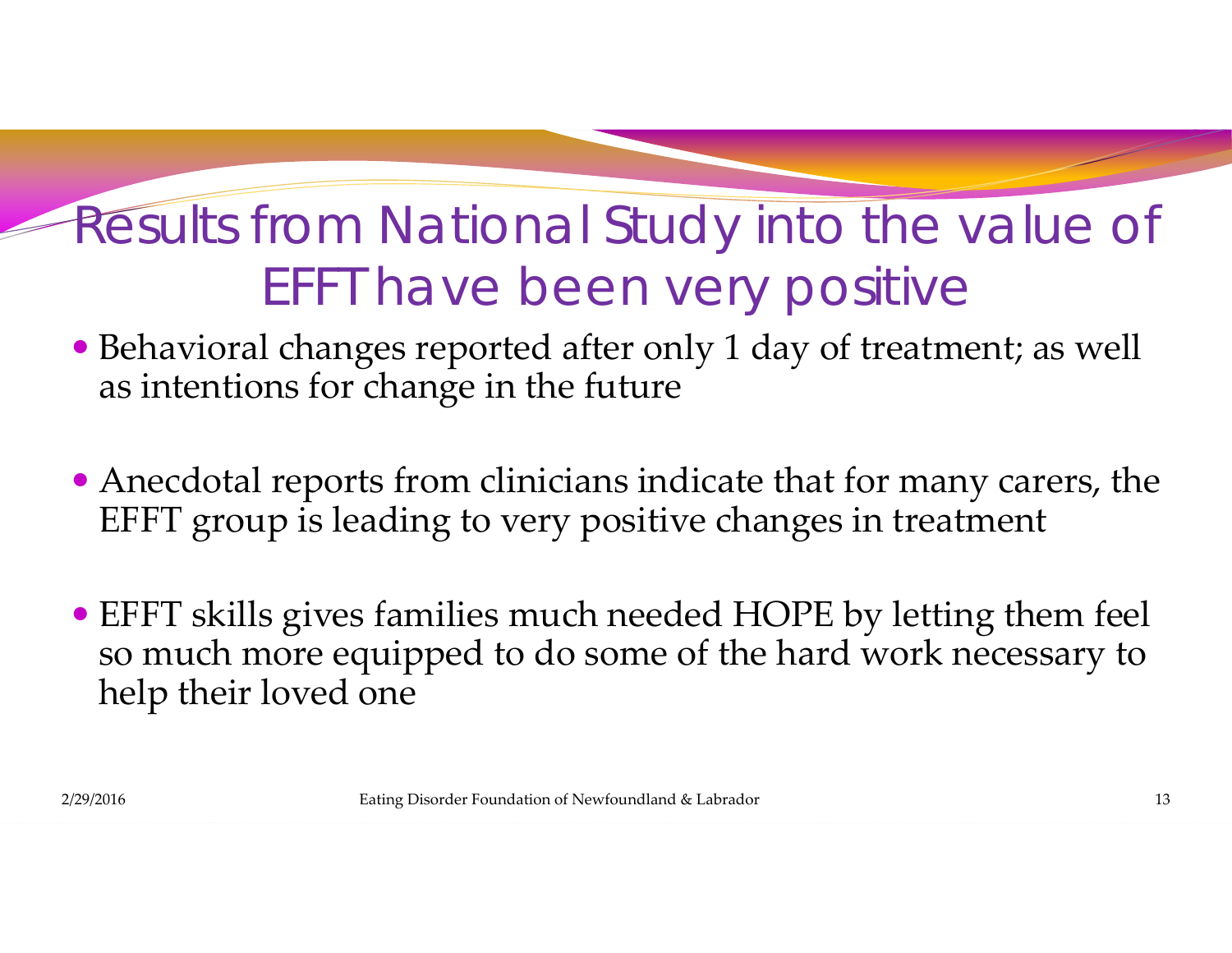# Results from National Study into the value of EFFT have been very positive

- Behavioral changes reported after only 1 day of treatment; as well as intentions for change in the future

- Anecdotal reports from clinicians indicate that for many carers, the EFFT group is leading to very positive changes in treatment

- EFFT skills gives families much needed HOPE by letting them feel so much more equipped to do some of the hard work necessary to help their loved one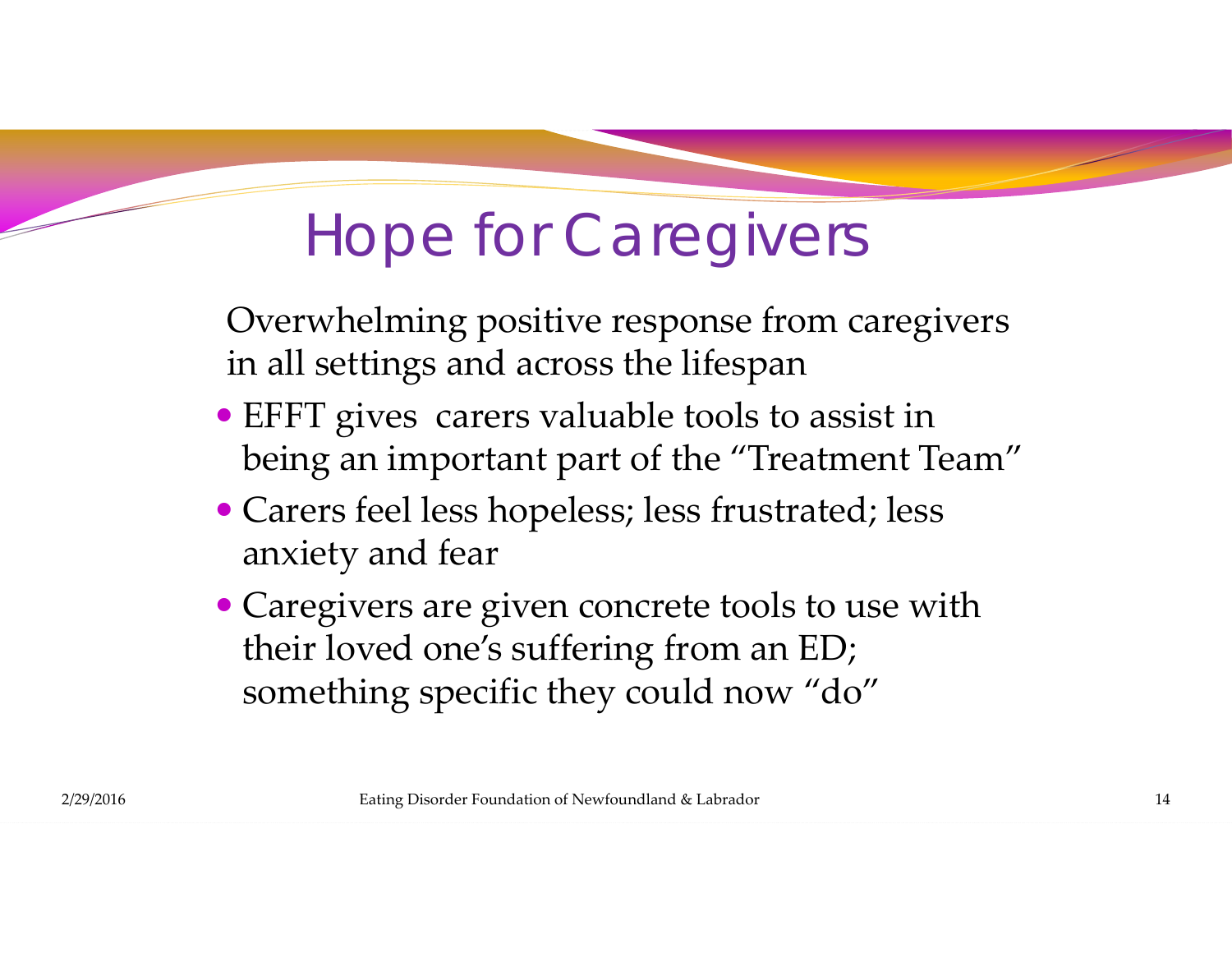# Hope for Caregivers

Overwhelming positive response from caregivers in all settings and across the lifespan

- EFFT gives carers valuable tools to assist in being an important part of the "Treatment Team"
- Carers feel less hopeless; less frustrated; less anxiety and fear
- Caregivers are given concrete tools to use with their loved one's suffering from an ED; something specific they could now "do"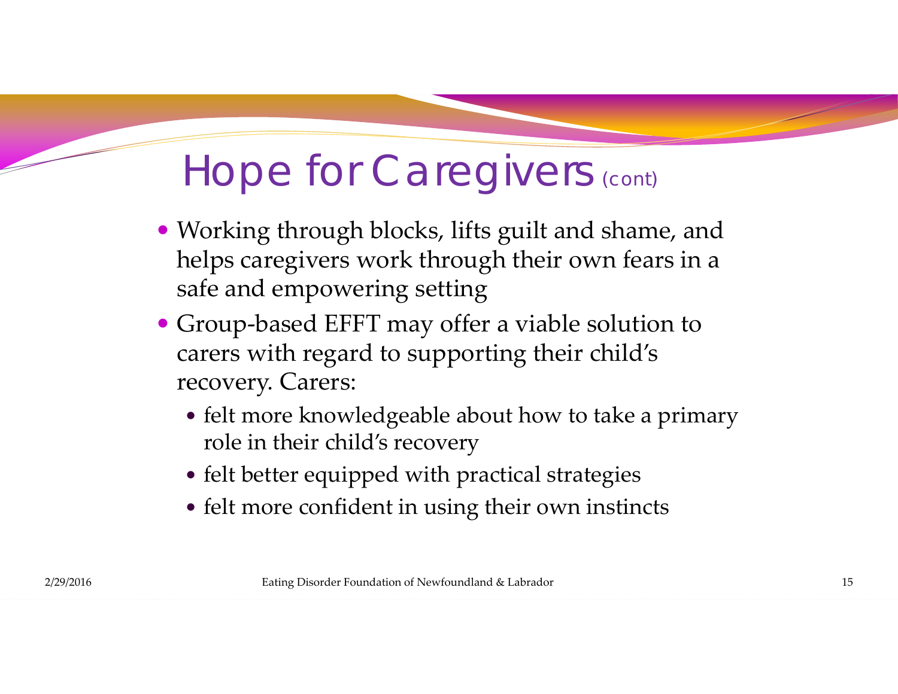# Hope for Caregivers (cont)

- Working through blocks, lifts guilt and shame, and helps caregivers work through their own fears in a safe and empowering setting
- Group-based EFFT may offer a viable solution to carers with regard to supporting their child's recovery. Carers:
  - felt more knowledgeable about how to take a primary role in their child's recovery
  - felt better equipped with practical strategies
  - felt more confident in using their own instincts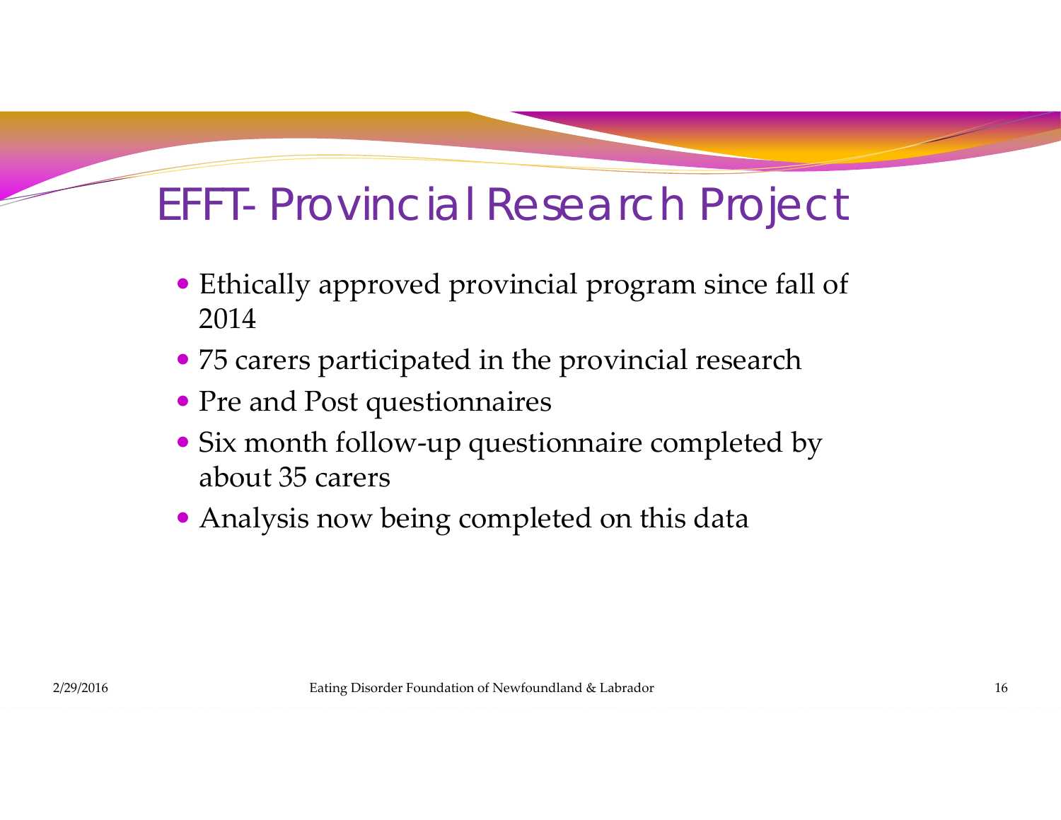# EFFT- Provincial Research Project

- Ethically approved provincial program since fall of 2014
- 75 carers participated in the provincial research
- Pre and Post questionnaires
- Six month follow-up questionnaire completed by about 35 carers
- Analysis now being completed on this data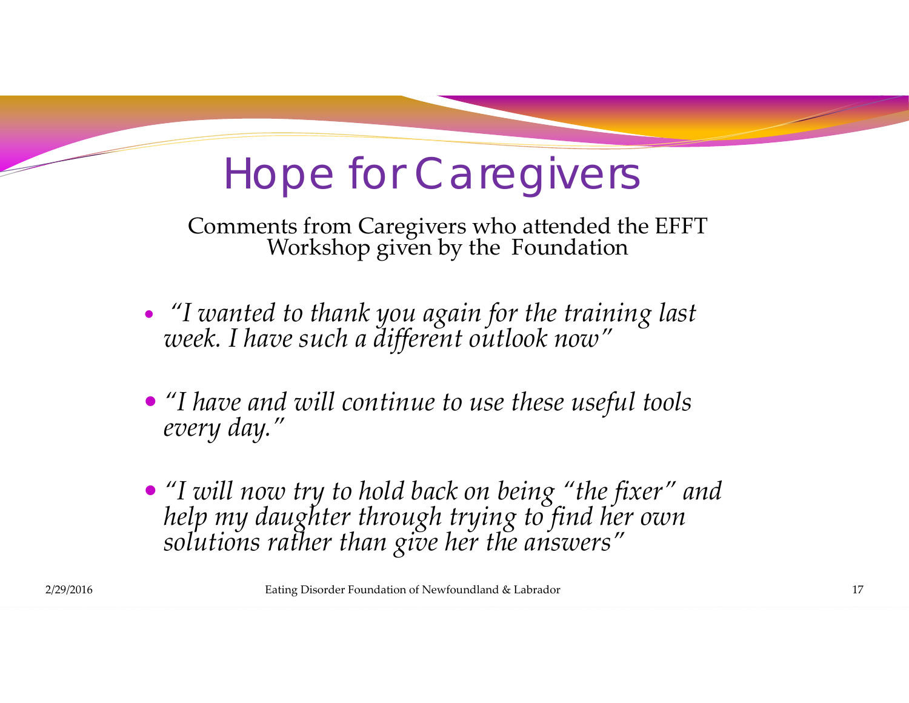# Hope for Caregivers

Comments from Caregivers who attended the EFFT Workshop given by the Foundation

- *"I wanted to thank you again for the training last week. I have such a different outlook now"*
- *"I have and will continue to use these useful tools every day."*
- *"I will now try to hold back on being "the fixer" and help my daughter through trying to find her own solutions rather than give her the answers"*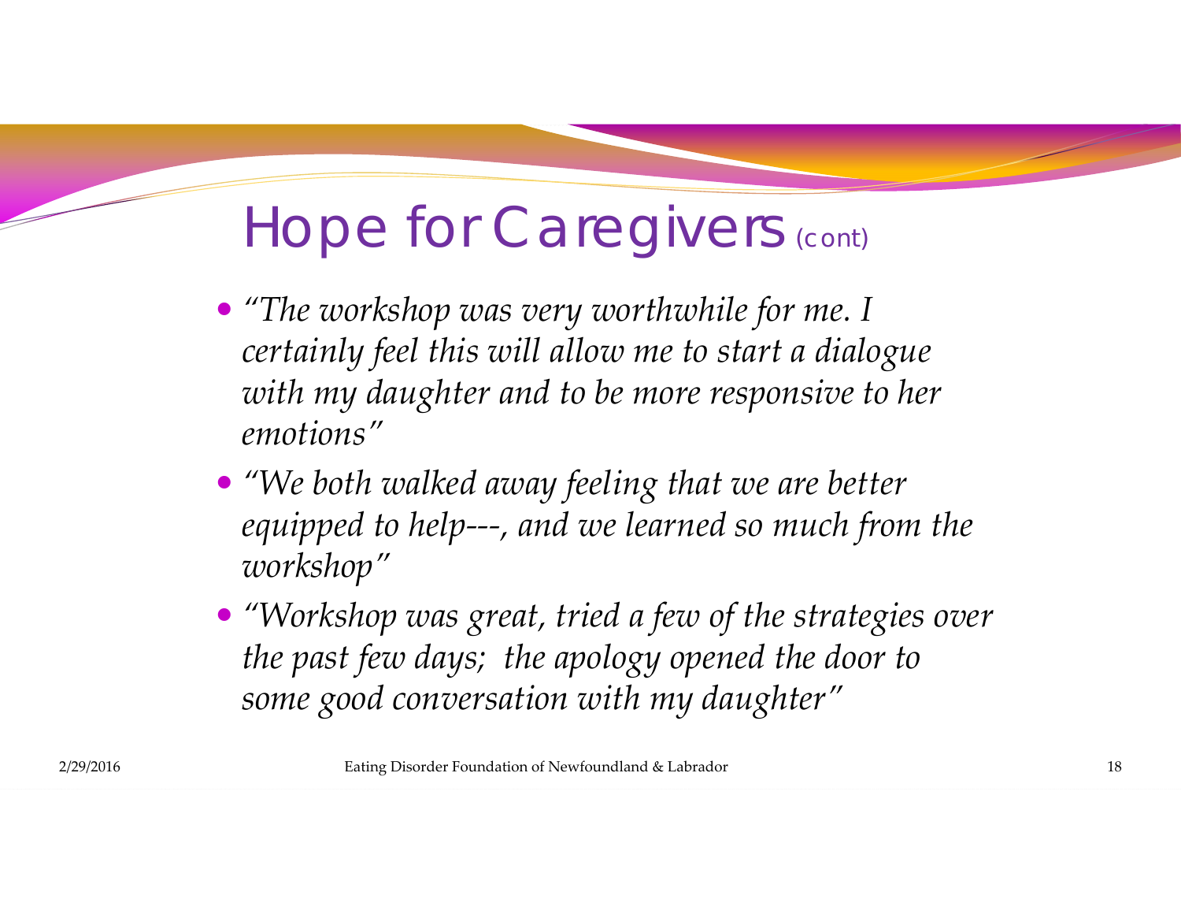# Hope for Caregivers (cont)

- *"The workshop was very worthwhile for me. I certainly feel this will allow me to start a dialogue with my daughter and to be more responsive to her emotions"*
- *"We both walked away feeling that we are better equipped to help---, and we learned so much from the workshop"*
- *"Workshop was great, tried a few of the strategies over the past few days;  the apology opened the door to some good conversation with my daughter"*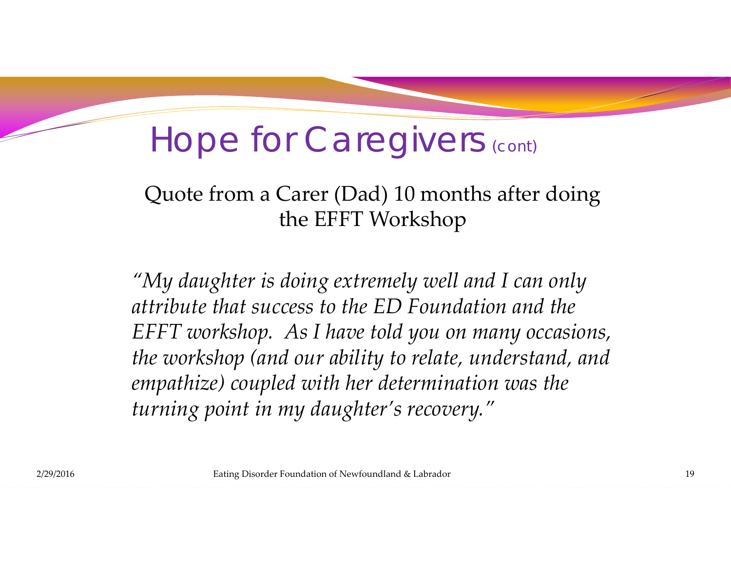# Hope for Caregivers (cont)

Quote from a Carer (Dad) 10 months after doing the EFFT Workshop

*"My daughter is doing extremely well and I can only attribute that success to the ED Foundation and the EFFT workshop. As I have told you on many occasions, the workshop (and our ability to relate, understand, and empathize) coupled with her determination was the turning point in my daughter's recovery."*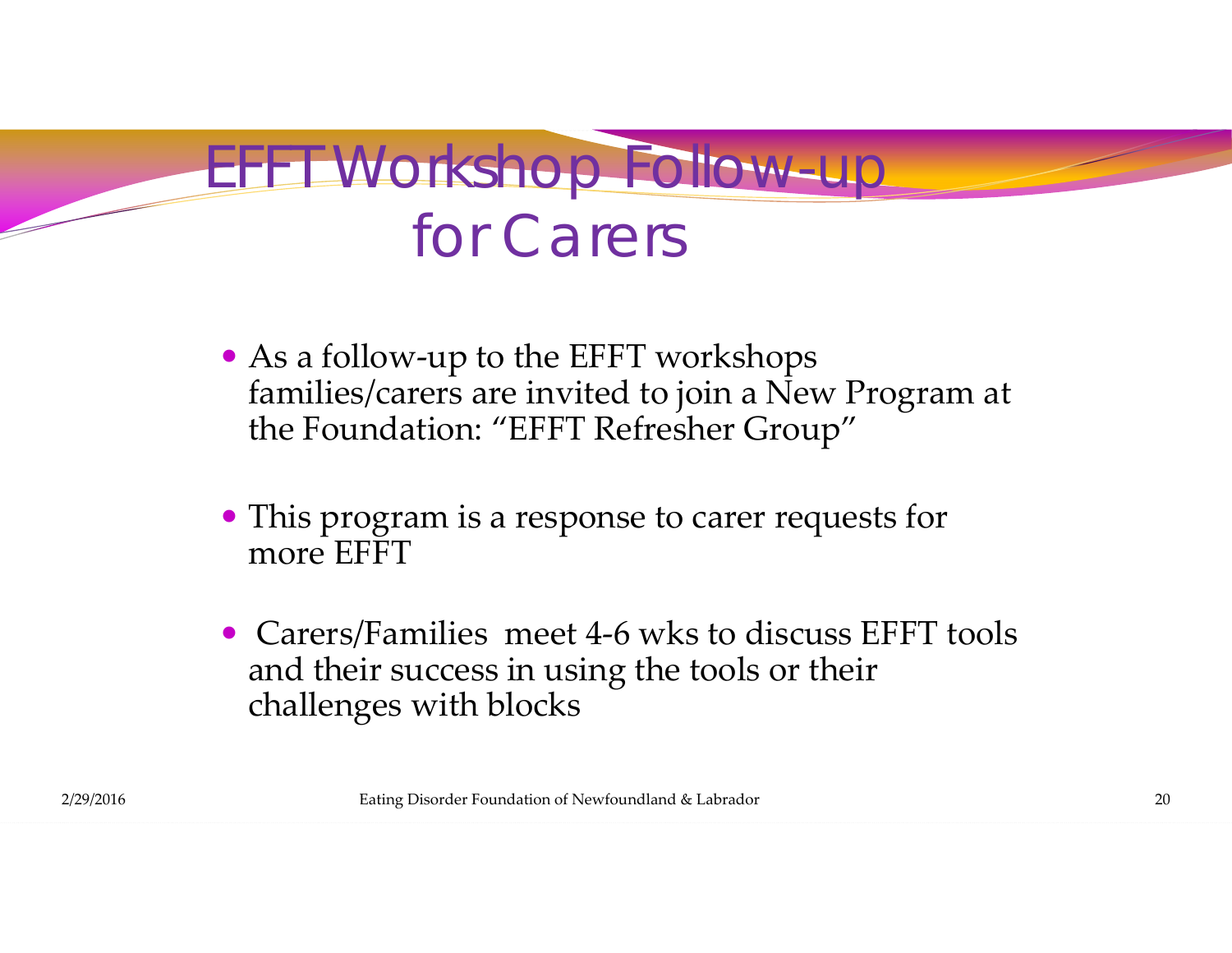# EFFT Workshop Follow-up for Carers

- As a follow-up to the EFFT workshops families/carers are invited to join a New Program at the Foundation: "EFFT Refresher Group"

- This program is a response to carer requests for more EFFT

- Carers/Families meet 4-6 wks to discuss EFFT tools and their success in using the tools or their challenges with blocks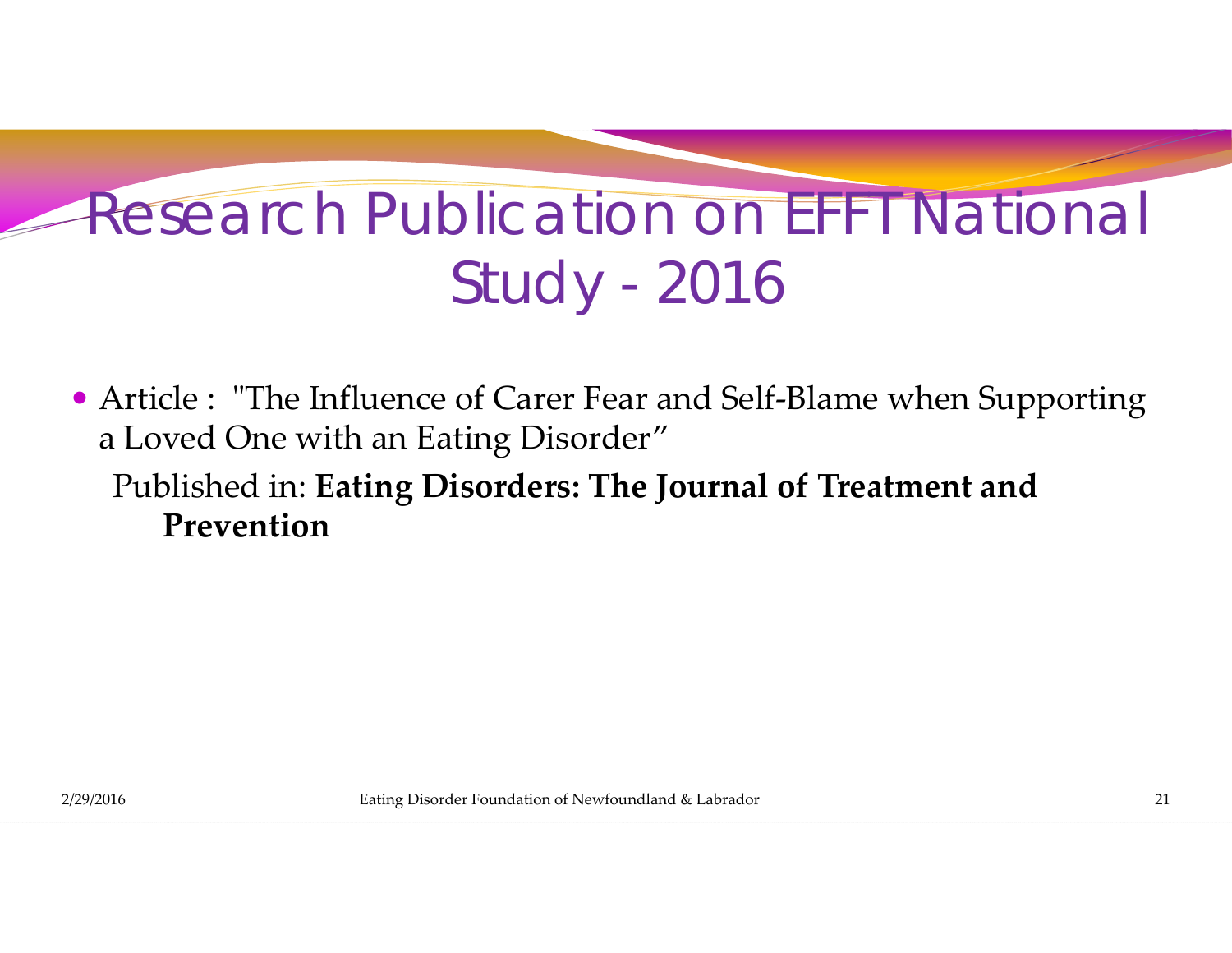# Research Publication on EFFT National Study - 2016

- Article : "The Influence of Carer Fear and Self-Blame when Supporting a Loved One with an Eating Disorder"

  Published in: **Eating Disorders: The Journal of Treatment and Prevention**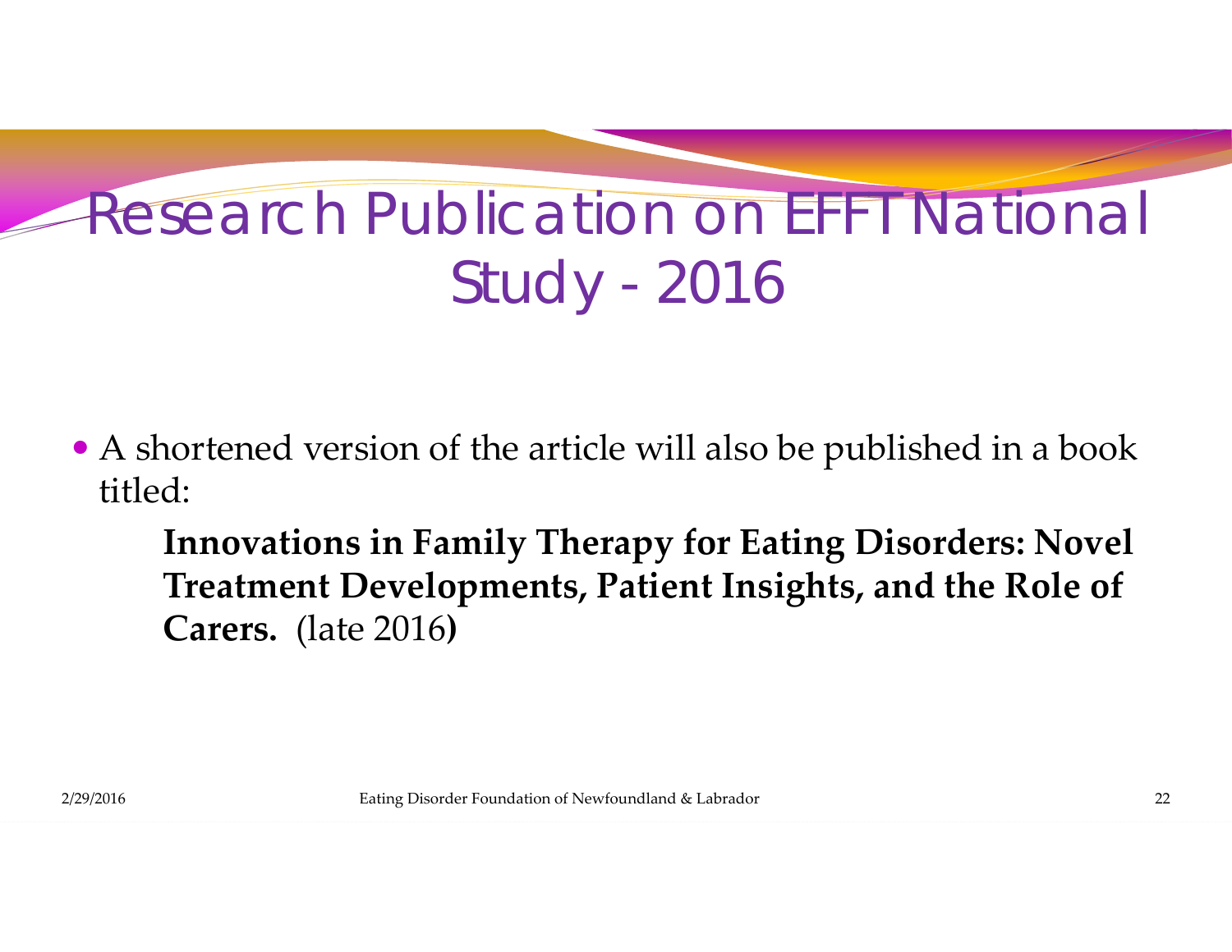# Research Publication on EFFT National Study - 2016

- A shortened version of the article will also be published in a book titled:

  **Innovations in Family Therapy for Eating Disorders: Novel Treatment Developments, Patient Insights, and the Role of Carers.** (late 2016**)**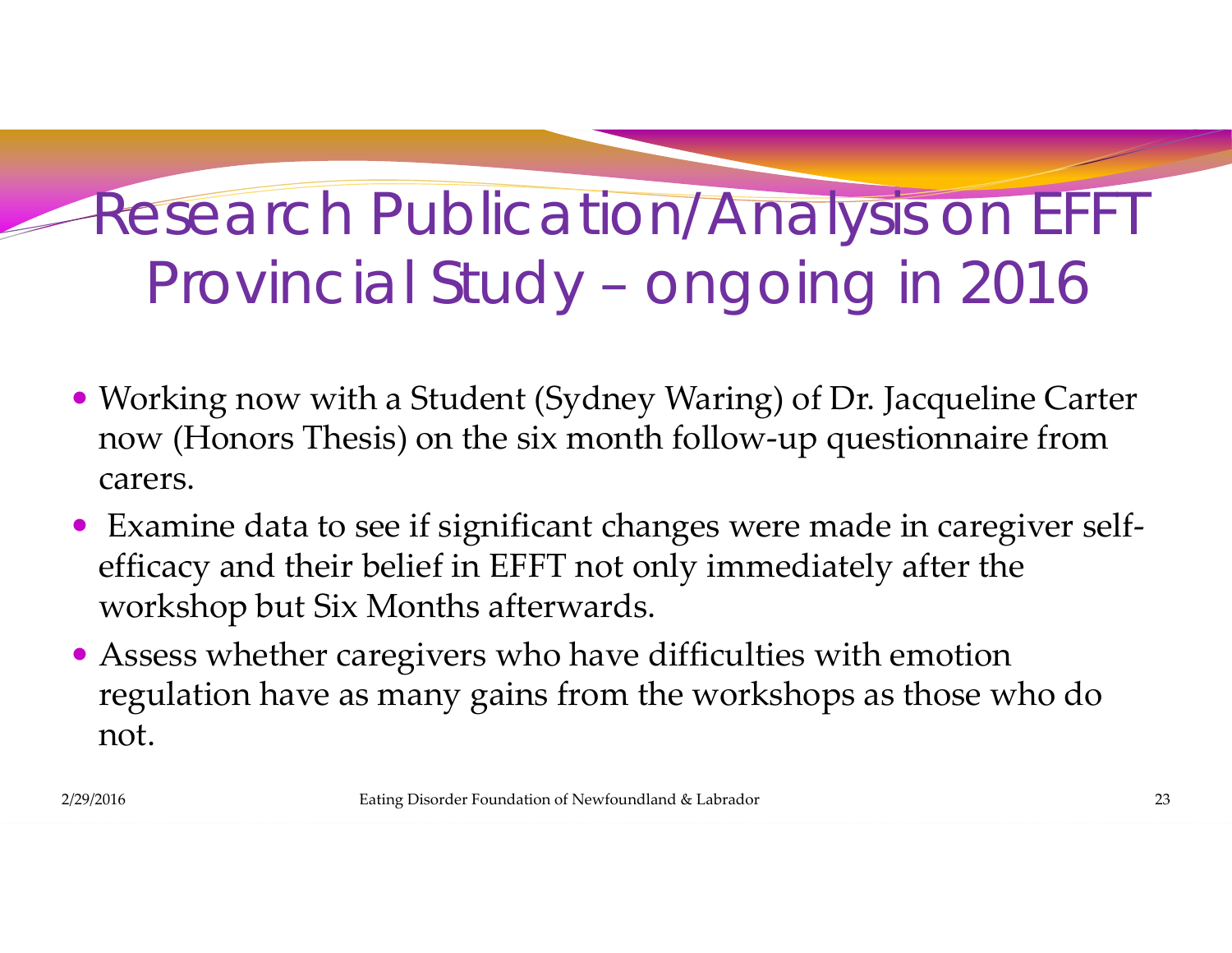# Research Publication/Analysis on EFFT Provincial Study – ongoing in 2016

- Working now with a Student (Sydney Waring) of Dr. Jacqueline Carter now (Honors Thesis) on the six month follow-up questionnaire from carers.
- Examine data to see if significant changes were made in caregiver self-efficacy and their belief in EFFT not only immediately after the workshop but Six Months afterwards.
- Assess whether caregivers who have difficulties with emotion regulation have as many gains from the workshops as those who do not.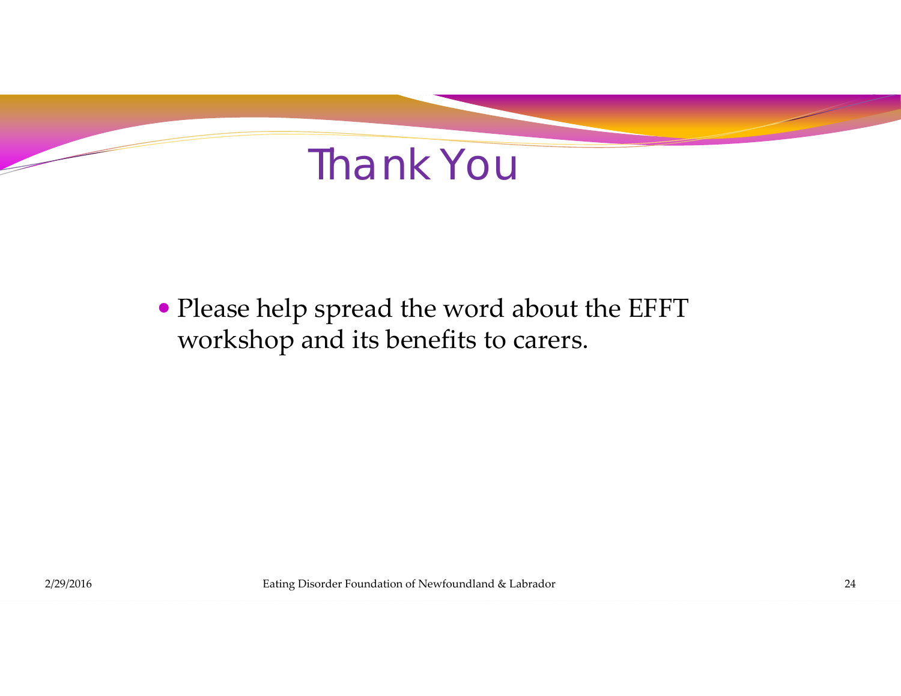# Thank You

- Please help spread the word about the EFFT workshop and its benefits to carers.